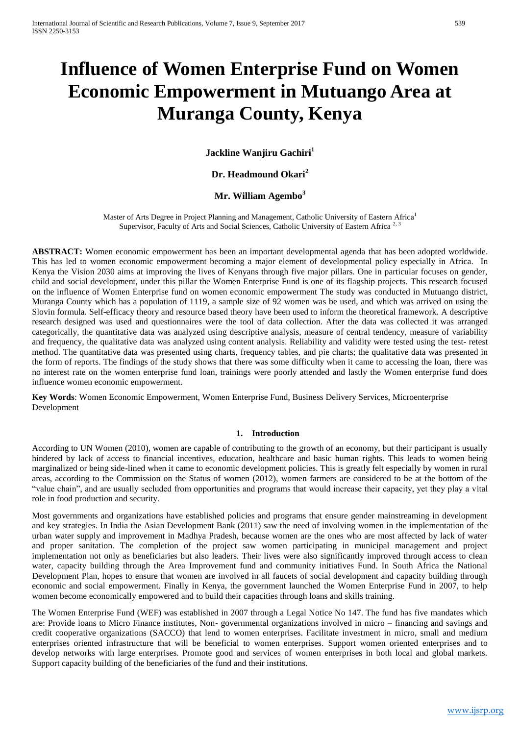# Influence of Women Enterprise Fund on Women Economic Empowerment in Mutuango Area at Muranga County, Kenya

**Jackline Wanjiru Gachiri[1]**

**Dr. Headmound Okari[2]**

**Mr. William Agembo[3]**

Master of Arts Degree in Project Planning and Management, Catholic University of Eastern Africa[1]
Supervisor, Faculty of Arts and Social Sciences, Catholic University of Eastern Africa [2, 3]

**ABSTRACT:** Women economic empowerment has been an important developmental agenda that has been adopted worldwide. This has led to women economic empowerment becoming a major element of developmental policy especially in Africa. In Kenya the Vision 2030 aims at improving the lives of Kenyans through five major pillars. One in particular focuses on gender, child and social development, under this pillar the Women Enterprise Fund is one of its flagship projects. This research focused on the influence of Women Enterprise fund on women economic empowerment The study was conducted in Mutuango district, Muranga County which has a population of 1119, a sample size of 92 women was be used, and which was arrived on using the Slovin formula. Self-efficacy theory and resource based theory have been used to inform the theoretical framework. A descriptive research designed was used and questionnaires were the tool of data collection. After the data was collected it was arranged categorically, the quantitative data was analyzed using descriptive analysis, measure of central tendency, measure of variability and frequency, the qualitative data was analyzed using content analysis. Reliability and validity were tested using the test- retest method. The quantitative data was presented using charts, frequency tables, and pie charts; the qualitative data was presented in the form of reports. The findings of the study shows that there was some difficulty when it came to accessing the loan, there was no interest rate on the women enterprise fund loan, trainings were poorly attended and lastly the Women enterprise fund does influence women economic empowerment.

**Key Words**: Women Economic Empowerment, Women Enterprise Fund, Business Delivery Services, Microenterprise Development

## 1. Introduction

According to UN Women (2010), women are capable of contributing to the growth of an economy, but their participant is usually hindered by lack of access to financial incentives, education, healthcare and basic human rights. This leads to women being marginalized or being side-lined when it came to economic development policies. This is greatly felt especially by women in rural areas, according to the Commission on the Status of women (2012), women farmers are considered to be at the bottom of the "value chain", and are usually secluded from opportunities and programs that would increase their capacity, yet they play a vital role in food production and security.

Most governments and organizations have established policies and programs that ensure gender mainstreaming in development and key strategies. In India the Asian Development Bank (2011) saw the need of involving women in the implementation of the urban water supply and improvement in Madhya Pradesh, because women are the ones who are most affected by lack of water and proper sanitation. The completion of the project saw women participating in municipal management and project implementation not only as beneficiaries but also leaders. Their lives were also significantly improved through access to clean water, capacity building through the Area Improvement fund and community initiatives Fund. In South Africa the National Development Plan, hopes to ensure that women are involved in all faucets of social development and capacity building through economic and social empowerment. Finally in Kenya, the government launched the Women Enterprise Fund in 2007, to help women become economically empowered and to build their capacities through loans and skills training.

The Women Enterprise Fund (WEF) was established in 2007 through a Legal Notice No 147. The fund has five mandates which are: Provide loans to Micro Finance institutes, Non- governmental organizations involved in micro – financing and savings and credit cooperative organizations (SACCO) that lend to women enterprises. Facilitate investment in micro, small and medium enterprises oriented infrastructure that will be beneficial to women enterprises. Support women oriented enterprises and to develop networks with large enterprises. Promote good and services of women enterprises in both local and global markets. Support capacity building of the beneficiaries of the fund and their institutions.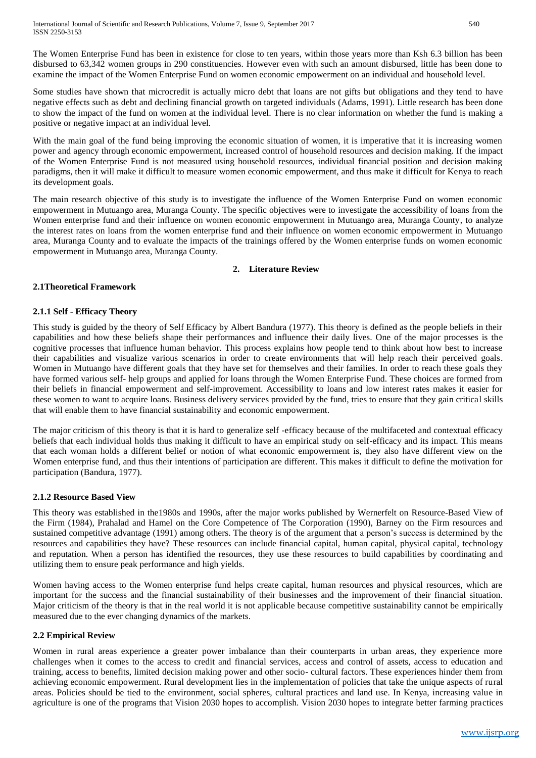The Women Enterprise Fund has been in existence for close to ten years, within those years more than Ksh 6.3 billion has been disbursed to 63,342 women groups in 290 constituencies. However even with such an amount disbursed, little has been done to examine the impact of the Women Enterprise Fund on women economic empowerment on an individual and household level.

Some studies have shown that microcredit is actually micro debt that loans are not gifts but obligations and they tend to have negative effects such as debt and declining financial growth on targeted individuals (Adams, 1991). Little research has been done to show the impact of the fund on women at the individual level. There is no clear information on whether the fund is making a positive or negative impact at an individual level.

With the main goal of the fund being improving the economic situation of women, it is imperative that it is increasing women power and agency through economic empowerment, increased control of household resources and decision making. If the impact of the Women Enterprise Fund is not measured using household resources, individual financial position and decision making paradigms, then it will make it difficult to measure women economic empowerment, and thus make it difficult for Kenya to reach its development goals.

The main research objective of this study is to investigate the influence of the Women Enterprise Fund on women economic empowerment in Mutuango area, Muranga County. The specific objectives were to investigate the accessibility of loans from the Women enterprise fund and their influence on women economic empowerment in Mutuango area, Muranga County, to analyze the interest rates on loans from the women enterprise fund and their influence on women economic empowerment in Mutuango area, Muranga County and to evaluate the impacts of the trainings offered by the Women enterprise funds on women economic empowerment in Mutuango area, Muranga County.

## 2. Literature Review

### 2.1Theoretical Framework

#### 2.1.1 Self - Efficacy Theory

This study is guided by the theory of Self Efficacy by Albert Bandura (1977). This theory is defined as the people beliefs in their capabilities and how these beliefs shape their performances and influence their daily lives. One of the major processes is the cognitive processes that influence human behavior. This process explains how people tend to think about how best to increase their capabilities and visualize various scenarios in order to create environments that will help reach their perceived goals. Women in Mutuango have different goals that they have set for themselves and their families. In order to reach these goals they have formed various self- help groups and applied for loans through the Women Enterprise Fund. These choices are formed from their beliefs in financial empowerment and self-improvement. Accessibility to loans and low interest rates makes it easier for these women to want to acquire loans. Business delivery services provided by the fund, tries to ensure that they gain critical skills that will enable them to have financial sustainability and economic empowerment.

The major criticism of this theory is that it is hard to generalize self -efficacy because of the multifaceted and contextual efficacy beliefs that each individual holds thus making it difficult to have an empirical study on self-efficacy and its impact. This means that each woman holds a different belief or notion of what economic empowerment is, they also have different view on the Women enterprise fund, and thus their intentions of participation are different. This makes it difficult to define the motivation for participation (Bandura, 1977).

#### 2.1.2 Resource Based View

This theory was established in the1980s and 1990s, after the major works published by Wernerfelt on Resource-Based View of the Firm (1984), Prahalad and Hamel on the Core Competence of The Corporation (1990), Barney on the Firm resources and sustained competitive advantage (1991) among others. The theory is of the argument that a person's success is determined by the resources and capabilities they have? These resources can include financial capital, human capital, physical capital, technology and reputation. When a person has identified the resources, they use these resources to build capabilities by coordinating and utilizing them to ensure peak performance and high yields.

Women having access to the Women enterprise fund helps create capital, human resources and physical resources, which are important for the success and the financial sustainability of their businesses and the improvement of their financial situation. Major criticism of the theory is that in the real world it is not applicable because competitive sustainability cannot be empirically measured due to the ever changing dynamics of the markets.

### 2.2 Empirical Review

Women in rural areas experience a greater power imbalance than their counterparts in urban areas, they experience more challenges when it comes to the access to credit and financial services, access and control of assets, access to education and training, access to benefits, limited decision making power and other socio- cultural factors. These experiences hinder them from achieving economic empowerment. Rural development lies in the implementation of policies that take the unique aspects of rural areas. Policies should be tied to the environment, social spheres, cultural practices and land use. In Kenya, increasing value in agriculture is one of the programs that Vision 2030 hopes to accomplish. Vision 2030 hopes to integrate better farming practices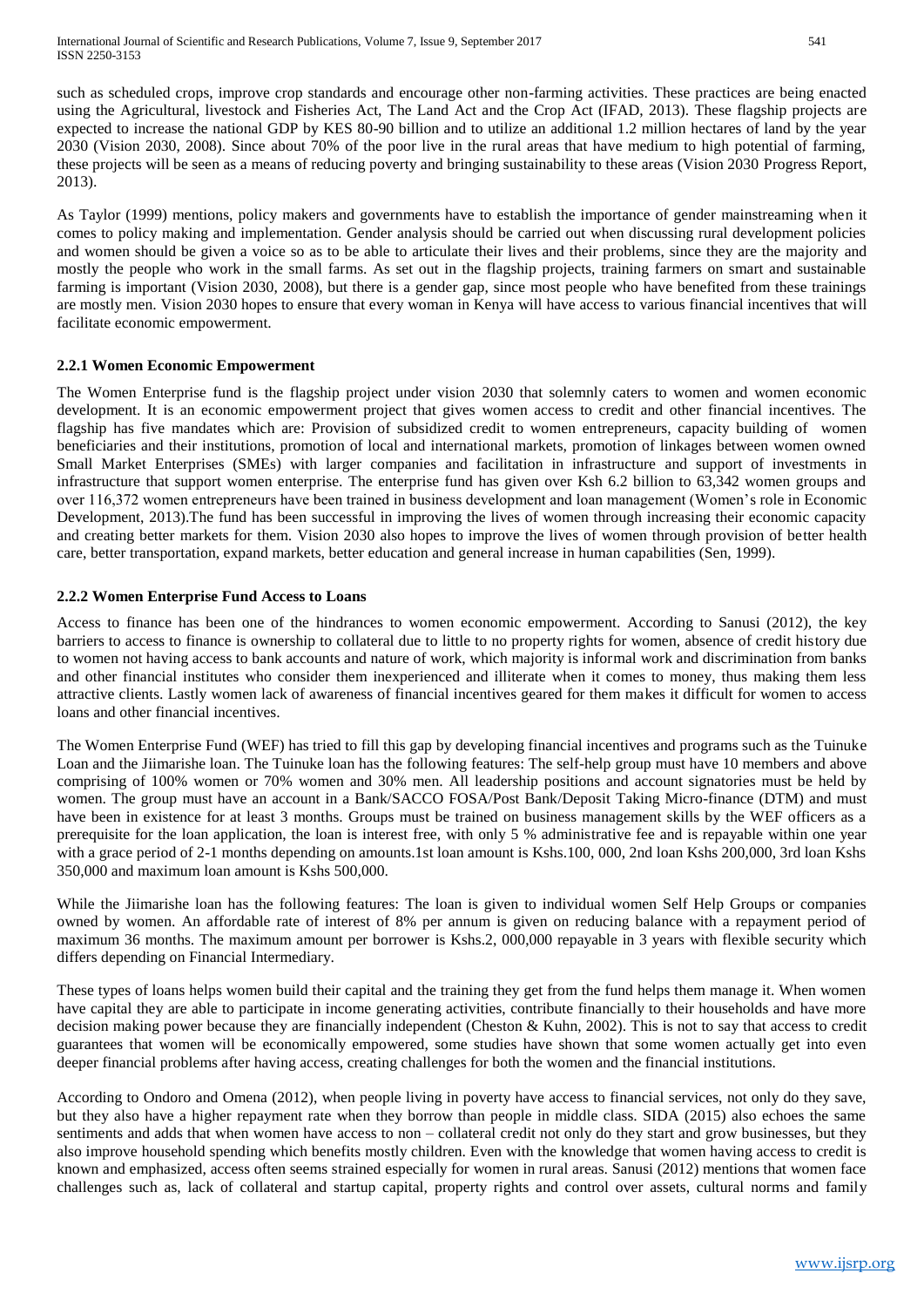such as scheduled crops, improve crop standards and encourage other non-farming activities. These practices are being enacted using the Agricultural, livestock and Fisheries Act, The Land Act and the Crop Act (IFAD, 2013). These flagship projects are expected to increase the national GDP by KES 80-90 billion and to utilize an additional 1.2 million hectares of land by the year 2030 (Vision 2030, 2008). Since about 70% of the poor live in the rural areas that have medium to high potential of farming, these projects will be seen as a means of reducing poverty and bringing sustainability to these areas (Vision 2030 Progress Report, 2013).

As Taylor (1999) mentions, policy makers and governments have to establish the importance of gender mainstreaming when it comes to policy making and implementation. Gender analysis should be carried out when discussing rural development policies and women should be given a voice so as to be able to articulate their lives and their problems, since they are the majority and mostly the people who work in the small farms. As set out in the flagship projects, training farmers on smart and sustainable farming is important (Vision 2030, 2008), but there is a gender gap, since most people who have benefited from these trainings are mostly men. Vision 2030 hopes to ensure that every woman in Kenya will have access to various financial incentives that will facilitate economic empowerment.

### 2.2.1 Women Economic Empowerment

The Women Enterprise fund is the flagship project under vision 2030 that solemnly caters to women and women economic development. It is an economic empowerment project that gives women access to credit and other financial incentives. The flagship has five mandates which are: Provision of subsidized credit to women entrepreneurs, capacity building of women beneficiaries and their institutions, promotion of local and international markets, promotion of linkages between women owned Small Market Enterprises (SMEs) with larger companies and facilitation in infrastructure and support of investments in infrastructure that support women enterprise. The enterprise fund has given over Ksh 6.2 billion to 63,342 women groups and over 116,372 women entrepreneurs have been trained in business development and loan management (Women's role in Economic Development, 2013).The fund has been successful in improving the lives of women through increasing their economic capacity and creating better markets for them. Vision 2030 also hopes to improve the lives of women through provision of better health care, better transportation, expand markets, better education and general increase in human capabilities (Sen, 1999).

### 2.2.2 Women Enterprise Fund Access to Loans

Access to finance has been one of the hindrances to women economic empowerment. According to Sanusi (2012), the key barriers to access to finance is ownership to collateral due to little to no property rights for women, absence of credit history due to women not having access to bank accounts and nature of work, which majority is informal work and discrimination from banks and other financial institutes who consider them inexperienced and illiterate when it comes to money, thus making them less attractive clients. Lastly women lack of awareness of financial incentives geared for them makes it difficult for women to access loans and other financial incentives.

The Women Enterprise Fund (WEF) has tried to fill this gap by developing financial incentives and programs such as the Tuinuke Loan and the Jiimarishe loan. The Tuinuke loan has the following features: The self-help group must have 10 members and above comprising of 100% women or 70% women and 30% men. All leadership positions and account signatories must be held by women. The group must have an account in a Bank/SACCO FOSA/Post Bank/Deposit Taking Micro-finance (DTM) and must have been in existence for at least 3 months. Groups must be trained on business management skills by the WEF officers as a prerequisite for the loan application, the loan is interest free, with only 5 % administrative fee and is repayable within one year with a grace period of 2-1 months depending on amounts.1st loan amount is Kshs.100, 000, 2nd loan Kshs 200,000, 3rd loan Kshs 350,000 and maximum loan amount is Kshs 500,000.

While the Jiimarishe loan has the following features: The loan is given to individual women Self Help Groups or companies owned by women. An affordable rate of interest of 8% per annum is given on reducing balance with a repayment period of maximum 36 months. The maximum amount per borrower is Kshs.2, 000,000 repayable in 3 years with flexible security which differs depending on Financial Intermediary.

These types of loans helps women build their capital and the training they get from the fund helps them manage it. When women have capital they are able to participate in income generating activities, contribute financially to their households and have more decision making power because they are financially independent (Cheston & Kuhn, 2002). This is not to say that access to credit guarantees that women will be economically empowered, some studies have shown that some women actually get into even deeper financial problems after having access, creating challenges for both the women and the financial institutions.

According to Ondoro and Omena (2012), when people living in poverty have access to financial services, not only do they save, but they also have a higher repayment rate when they borrow than people in middle class. SIDA (2015) also echoes the same sentiments and adds that when women have access to non – collateral credit not only do they start and grow businesses, but they also improve household spending which benefits mostly children. Even with the knowledge that women having access to credit is known and emphasized, access often seems strained especially for women in rural areas. Sanusi (2012) mentions that women face challenges such as, lack of collateral and startup capital, property rights and control over assets, cultural norms and family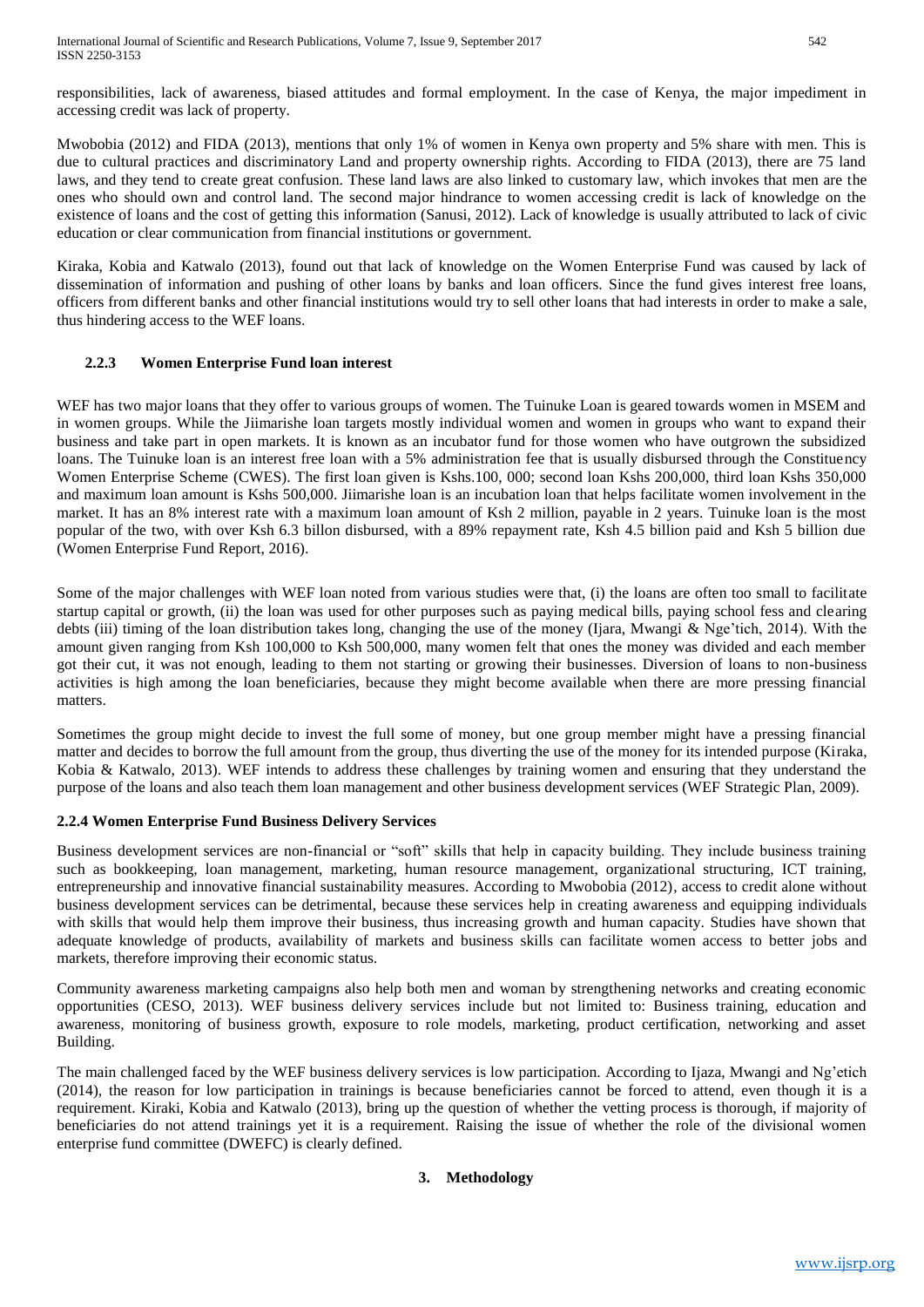responsibilities, lack of awareness, biased attitudes and formal employment. In the case of Kenya, the major impediment in accessing credit was lack of property.

Mwobobia (2012) and FIDA (2013), mentions that only 1% of women in Kenya own property and 5% share with men. This is due to cultural practices and discriminatory Land and property ownership rights. According to FIDA (2013), there are 75 land laws, and they tend to create great confusion. These land laws are also linked to customary law, which invokes that men are the ones who should own and control land. The second major hindrance to women accessing credit is lack of knowledge on the existence of loans and the cost of getting this information (Sanusi, 2012). Lack of knowledge is usually attributed to lack of civic education or clear communication from financial institutions or government.

Kiraka, Kobia and Katwalo (2013), found out that lack of knowledge on the Women Enterprise Fund was caused by lack of dissemination of information and pushing of other loans by banks and loan officers. Since the fund gives interest free loans, officers from different banks and other financial institutions would try to sell other loans that had interests in order to make a sale, thus hindering access to the WEF loans.

### 2.2.3 Women Enterprise Fund loan interest

WEF has two major loans that they offer to various groups of women. The Tuinuke Loan is geared towards women in MSEM and in women groups. While the Jiimarishe loan targets mostly individual women and women in groups who want to expand their business and take part in open markets. It is known as an incubator fund for those women who have outgrown the subsidized loans. The Tuinuke loan is an interest free loan with a 5% administration fee that is usually disbursed through the Constituency Women Enterprise Scheme (CWES). The first loan given is Kshs.100, 000; second loan Kshs 200,000, third loan Kshs 350,000 and maximum loan amount is Kshs 500,000. Jiimarishe loan is an incubation loan that helps facilitate women involvement in the market. It has an 8% interest rate with a maximum loan amount of Ksh 2 million, payable in 2 years. Tuinuke loan is the most popular of the two, with over Ksh 6.3 billon disbursed, with a 89% repayment rate, Ksh 4.5 billion paid and Ksh 5 billion due (Women Enterprise Fund Report, 2016).

Some of the major challenges with WEF loan noted from various studies were that, (i) the loans are often too small to facilitate startup capital or growth, (ii) the loan was used for other purposes such as paying medical bills, paying school fess and clearing debts (iii) timing of the loan distribution takes long, changing the use of the money (Ijara, Mwangi & Nge'tich, 2014). With the amount given ranging from Ksh 100,000 to Ksh 500,000, many women felt that ones the money was divided and each member got their cut, it was not enough, leading to them not starting or growing their businesses. Diversion of loans to non-business activities is high among the loan beneficiaries, because they might become available when there are more pressing financial matters.

Sometimes the group might decide to invest the full some of money, but one group member might have a pressing financial matter and decides to borrow the full amount from the group, thus diverting the use of the money for its intended purpose (Kiraka, Kobia & Katwalo, 2013). WEF intends to address these challenges by training women and ensuring that they understand the purpose of the loans and also teach them loan management and other business development services (WEF Strategic Plan, 2009).

### 2.2.4 Women Enterprise Fund Business Delivery Services

Business development services are non-financial or "soft" skills that help in capacity building. They include business training such as bookkeeping, loan management, marketing, human resource management, organizational structuring, ICT training, entrepreneurship and innovative financial sustainability measures. According to Mwobobia (2012), access to credit alone without business development services can be detrimental, because these services help in creating awareness and equipping individuals with skills that would help them improve their business, thus increasing growth and human capacity. Studies have shown that adequate knowledge of products, availability of markets and business skills can facilitate women access to better jobs and markets, therefore improving their economic status.

Community awareness marketing campaigns also help both men and woman by strengthening networks and creating economic opportunities (CESO, 2013). WEF business delivery services include but not limited to: Business training, education and awareness, monitoring of business growth, exposure to role models, marketing, product certification, networking and asset Building.

The main challenged faced by the WEF business delivery services is low participation. According to Ijaza, Mwangi and Ng'etich (2014), the reason for low participation in trainings is because beneficiaries cannot be forced to attend, even though it is a requirement. Kiraki, Kobia and Katwalo (2013), bring up the question of whether the vetting process is thorough, if majority of beneficiaries do not attend trainings yet it is a requirement. Raising the issue of whether the role of the divisional women enterprise fund committee (DWEFC) is clearly defined.

## 3. Methodology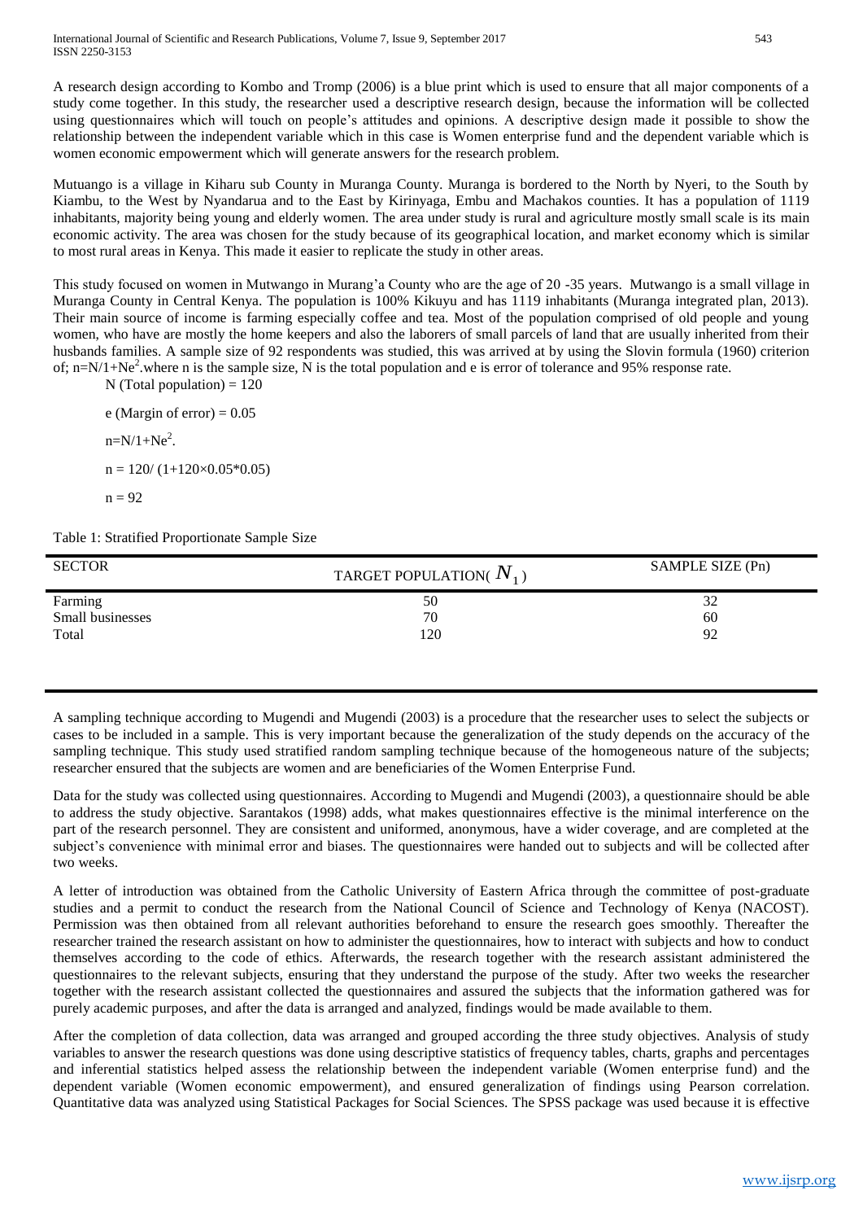A research design according to Kombo and Tromp (2006) is a blue print which is used to ensure that all major components of a study come together. In this study, the researcher used a descriptive research design, because the information will be collected using questionnaires which will touch on people's attitudes and opinions. A descriptive design made it possible to show the relationship between the independent variable which in this case is Women enterprise fund and the dependent variable which is women economic empowerment which will generate answers for the research problem.

Mutuango is a village in Kiharu sub County in Muranga County. Muranga is bordered to the North by Nyeri, to the South by Kiambu, to the West by Nyandarua and to the East by Kirinyaga, Embu and Machakos counties. It has a population of 1119 inhabitants, majority being young and elderly women. The area under study is rural and agriculture mostly small scale is its main economic activity. The area was chosen for the study because of its geographical location, and market economy which is similar to most rural areas in Kenya. This made it easier to replicate the study in other areas.

This study focused on women in Mutwango in Murang'a County who are the age of 20 -35 years. Mutwango is a small village in Muranga County in Central Kenya. The population is 100% Kikuyu and has 1119 inhabitants (Muranga integrated plan, 2013). Their main source of income is farming especially coffee and tea. Most of the population comprised of old people and young women, who have are mostly the home keepers and also the laborers of small parcels of land that are usually inherited from their husbands families. A sample size of 92 respondents was studied, this was arrived at by using the Slovin formula (1960) criterion of; $n=N/1+Ne^2$.where n is the sample size, N is the total population and e is error of tolerance and 95% response rate.

N (Total population) = 120

e (Margin of error) = 0.05

$n=N/1+Ne^2$.

$n = 120/ (1+120\times0.05*0.05)$

n = 92

Table 1: Stratified Proportionate Sample Size

| SECTOR | TARGET POPULATION( $N_1$ ) | SAMPLE SIZE (Pn) |
|---|---|---|
| Farming | 50 | 32 |
| Small businesses | 70 | 60 |
| Total | 120 | 92 |

A sampling technique according to Mugendi and Mugendi (2003) is a procedure that the researcher uses to select the subjects or cases to be included in a sample. This is very important because the generalization of the study depends on the accuracy of the sampling technique. This study used stratified random sampling technique because of the homogeneous nature of the subjects; researcher ensured that the subjects are women and are beneficiaries of the Women Enterprise Fund.

Data for the study was collected using questionnaires. According to Mugendi and Mugendi (2003), a questionnaire should be able to address the study objective. Sarantakos (1998) adds, what makes questionnaires effective is the minimal interference on the part of the research personnel. They are consistent and uniformed, anonymous, have a wider coverage, and are completed at the subject's convenience with minimal error and biases. The questionnaires were handed out to subjects and will be collected after two weeks.

A letter of introduction was obtained from the Catholic University of Eastern Africa through the committee of post-graduate studies and a permit to conduct the research from the National Council of Science and Technology of Kenya (NACOST). Permission was then obtained from all relevant authorities beforehand to ensure the research goes smoothly. Thereafter the researcher trained the research assistant on how to administer the questionnaires, how to interact with subjects and how to conduct themselves according to the code of ethics. Afterwards, the research together with the research assistant administered the questionnaires to the relevant subjects, ensuring that they understand the purpose of the study. After two weeks the researcher together with the research assistant collected the questionnaires and assured the subjects that the information gathered was for purely academic purposes, and after the data is arranged and analyzed, findings would be made available to them.

After the completion of data collection, data was arranged and grouped according the three study objectives. Analysis of study variables to answer the research questions was done using descriptive statistics of frequency tables, charts, graphs and percentages and inferential statistics helped assess the relationship between the independent variable (Women enterprise fund) and the dependent variable (Women economic empowerment), and ensured generalization of findings using Pearson correlation. Quantitative data was analyzed using Statistical Packages for Social Sciences. The SPSS package was used because it is effective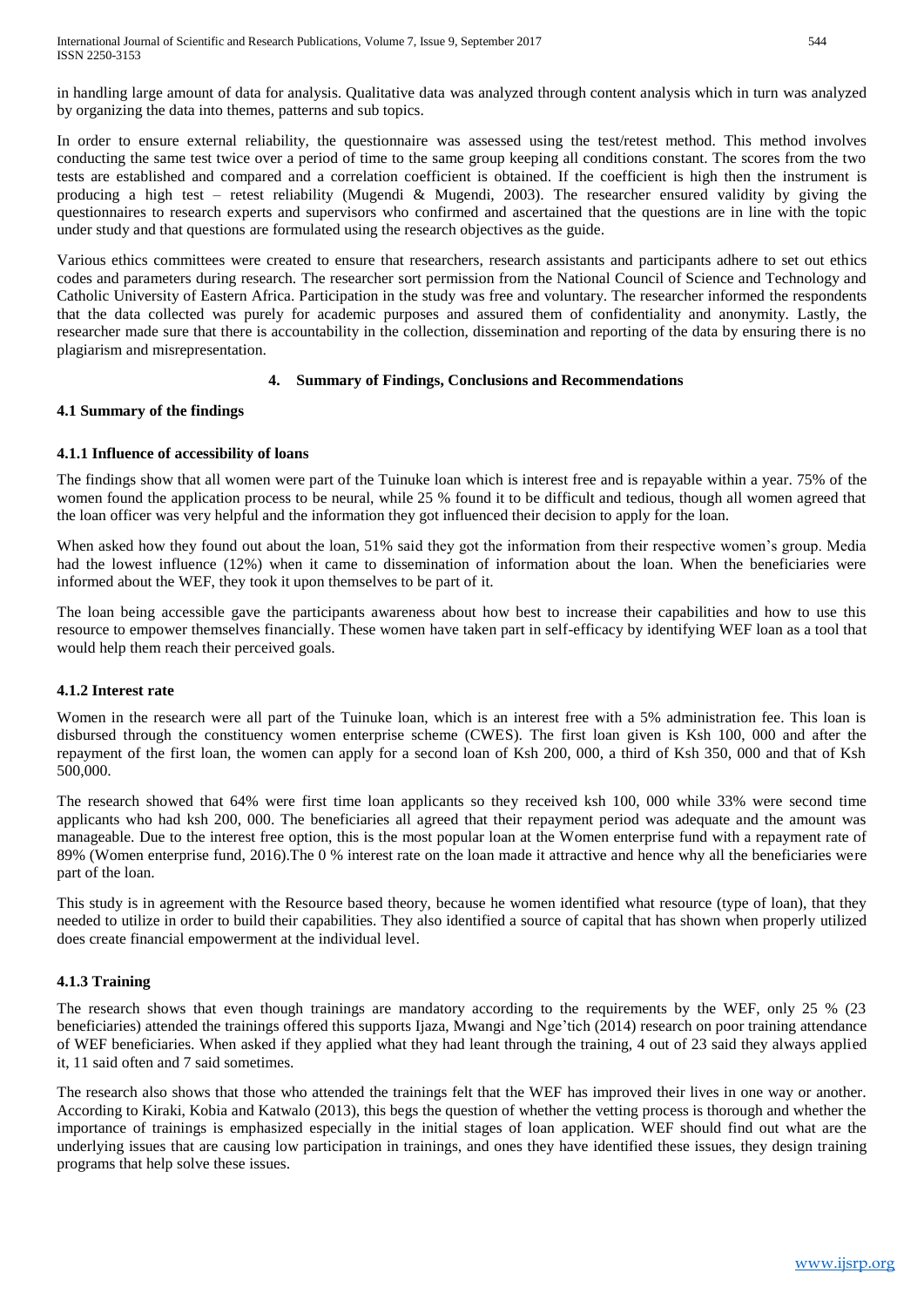in handling large amount of data for analysis. Qualitative data was analyzed through content analysis which in turn was analyzed by organizing the data into themes, patterns and sub topics.

In order to ensure external reliability, the questionnaire was assessed using the test/retest method. This method involves conducting the same test twice over a period of time to the same group keeping all conditions constant. The scores from the two tests are established and compared and a correlation coefficient is obtained. If the coefficient is high then the instrument is producing a high test – retest reliability (Mugendi & Mugendi, 2003). The researcher ensured validity by giving the questionnaires to research experts and supervisors who confirmed and ascertained that the questions are in line with the topic under study and that questions are formulated using the research objectives as the guide.

Various ethics committees were created to ensure that researchers, research assistants and participants adhere to set out ethics codes and parameters during research. The researcher sort permission from the National Council of Science and Technology and Catholic University of Eastern Africa. Participation in the study was free and voluntary. The researcher informed the respondents that the data collected was purely for academic purposes and assured them of confidentiality and anonymity. Lastly, the researcher made sure that there is accountability in the collection, dissemination and reporting of the data by ensuring there is no plagiarism and misrepresentation.

## 4. Summary of Findings, Conclusions and Recommendations

### 4.1 Summary of the findings

#### 4.1.1 Influence of accessibility of loans

The findings show that all women were part of the Tuinuke loan which is interest free and is repayable within a year. 75% of the women found the application process to be neural, while 25 % found it to be difficult and tedious, though all women agreed that the loan officer was very helpful and the information they got influenced their decision to apply for the loan.

When asked how they found out about the loan, 51% said they got the information from their respective women's group. Media had the lowest influence (12%) when it came to dissemination of information about the loan. When the beneficiaries were informed about the WEF, they took it upon themselves to be part of it.

The loan being accessible gave the participants awareness about how best to increase their capabilities and how to use this resource to empower themselves financially. These women have taken part in self-efficacy by identifying WEF loan as a tool that would help them reach their perceived goals.

#### 4.1.2 Interest rate

Women in the research were all part of the Tuinuke loan, which is an interest free with a 5% administration fee. This loan is disbursed through the constituency women enterprise scheme (CWES). The first loan given is Ksh 100, 000 and after the repayment of the first loan, the women can apply for a second loan of Ksh 200, 000, a third of Ksh 350, 000 and that of Ksh 500,000.

The research showed that 64% were first time loan applicants so they received ksh 100, 000 while 33% were second time applicants who had ksh 200, 000. The beneficiaries all agreed that their repayment period was adequate and the amount was manageable. Due to the interest free option, this is the most popular loan at the Women enterprise fund with a repayment rate of 89% (Women enterprise fund, 2016).The 0 % interest rate on the loan made it attractive and hence why all the beneficiaries were part of the loan.

This study is in agreement with the Resource based theory, because he women identified what resource (type of loan), that they needed to utilize in order to build their capabilities. They also identified a source of capital that has shown when properly utilized does create financial empowerment at the individual level.

#### 4.1.3 Training

The research shows that even though trainings are mandatory according to the requirements by the WEF, only 25 % (23 beneficiaries) attended the trainings offered this supports Ijaza, Mwangi and Nge'tich (2014) research on poor training attendance of WEF beneficiaries. When asked if they applied what they had leant through the training, 4 out of 23 said they always applied it, 11 said often and 7 said sometimes.

The research also shows that those who attended the trainings felt that the WEF has improved their lives in one way or another. According to Kiraki, Kobia and Katwalo (2013), this begs the question of whether the vetting process is thorough and whether the importance of trainings is emphasized especially in the initial stages of loan application. WEF should find out what are the underlying issues that are causing low participation in trainings, and ones they have identified these issues, they design training programs that help solve these issues.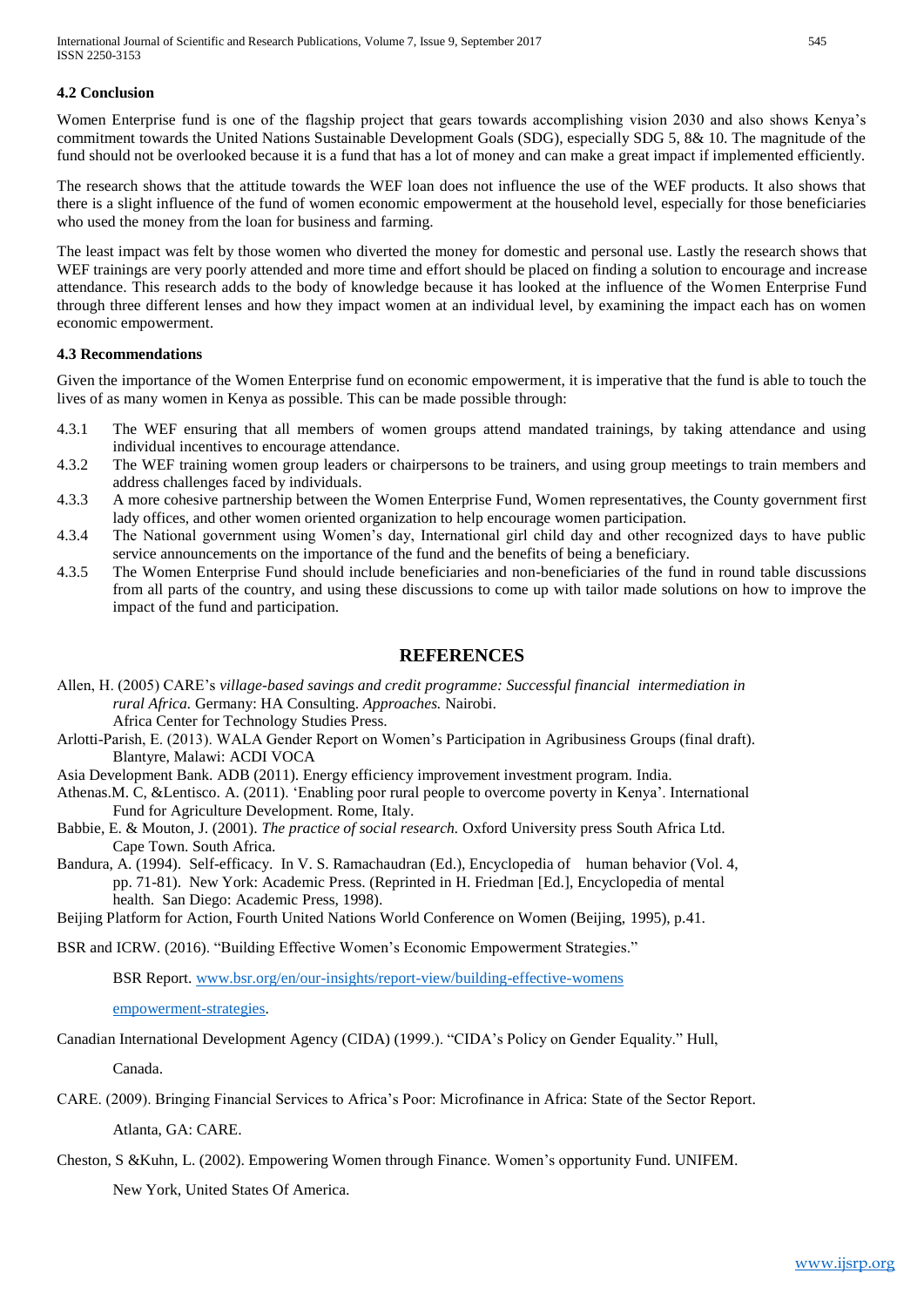### 4.2 Conclusion

Women Enterprise fund is one of the flagship project that gears towards accomplishing vision 2030 and also shows Kenya's commitment towards the United Nations Sustainable Development Goals (SDG), especially SDG 5, 8& 10. The magnitude of the fund should not be overlooked because it is a fund that has a lot of money and can make a great impact if implemented efficiently.

The research shows that the attitude towards the WEF loan does not influence the use of the WEF products. It also shows that there is a slight influence of the fund of women economic empowerment at the household level, especially for those beneficiaries who used the money from the loan for business and farming.

The least impact was felt by those women who diverted the money for domestic and personal use. Lastly the research shows that WEF trainings are very poorly attended and more time and effort should be placed on finding a solution to encourage and increase attendance. This research adds to the body of knowledge because it has looked at the influence of the Women Enterprise Fund through three different lenses and how they impact women at an individual level, by examining the impact each has on women economic empowerment.

### 4.3 Recommendations

Given the importance of the Women Enterprise fund on economic empowerment, it is imperative that the fund is able to touch the lives of as many women in Kenya as possible. This can be made possible through:

- 4.3.1 The WEF ensuring that all members of women groups attend mandated trainings, by taking attendance and using individual incentives to encourage attendance.
- 4.3.2 The WEF training women group leaders or chairpersons to be trainers, and using group meetings to train members and address challenges faced by individuals.
- 4.3.3 A more cohesive partnership between the Women Enterprise Fund, Women representatives, the County government first lady offices, and other women oriented organization to help encourage women participation.
- 4.3.4 The National government using Women's day, International girl child day and other recognized days to have public service announcements on the importance of the fund and the benefits of being a beneficiary.
- 4.3.5 The Women Enterprise Fund should include beneficiaries and non-beneficiaries of the fund in round table discussions from all parts of the country, and using these discussions to come up with tailor made solutions on how to improve the impact of the fund and participation.

## REFERENCES

Allen, H. (2005) CARE's *village-based savings and credit programme: Successful financial intermediation in rural Africa.* Germany: HA Consulting. *Approaches.* Nairobi. Africa Center for Technology Studies Press.

Arlotti-Parish, E. (2013). WALA Gender Report on Women's Participation in Agribusiness Groups (final draft). Blantyre, Malawi: ACDI VOCA

Asia Development Bank. ADB (2011). Energy efficiency improvement investment program. India.

Athenas.M. C, &Lentisco. A. (2011). 'Enabling poor rural people to overcome poverty in Kenya'. International Fund for Agriculture Development. Rome, Italy.

Babbie, E. & Mouton, J. (2001). *The practice of social research.* Oxford University press South Africa Ltd. Cape Town. South Africa.

Bandura, A. (1994). Self-efficacy. In V. S. Ramachaudran (Ed.), Encyclopedia of human behavior (Vol. 4, pp. 71-81). New York: Academic Press. (Reprinted in H. Friedman [Ed.], Encyclopedia of mental health. San Diego: Academic Press, 1998).

Beijing Platform for Action, Fourth United Nations World Conference on Women (Beijing, 1995), p.41.

BSR and ICRW. (2016). "Building Effective Women's Economic Empowerment Strategies."

BSR Report. www.bsr.org/en/our-insights/report-view/building-effective-womens empowerment-strategies.

Canadian International Development Agency (CIDA) (1999.). "CIDA's Policy on Gender Equality." Hull, Canada.

CARE. (2009). Bringing Financial Services to Africa's Poor: Microfinance in Africa: State of the Sector Report. Atlanta, GA: CARE.

Cheston, S &Kuhn, L. (2002). Empowering Women through Finance. Women's opportunity Fund. UNIFEM. New York, United States Of America.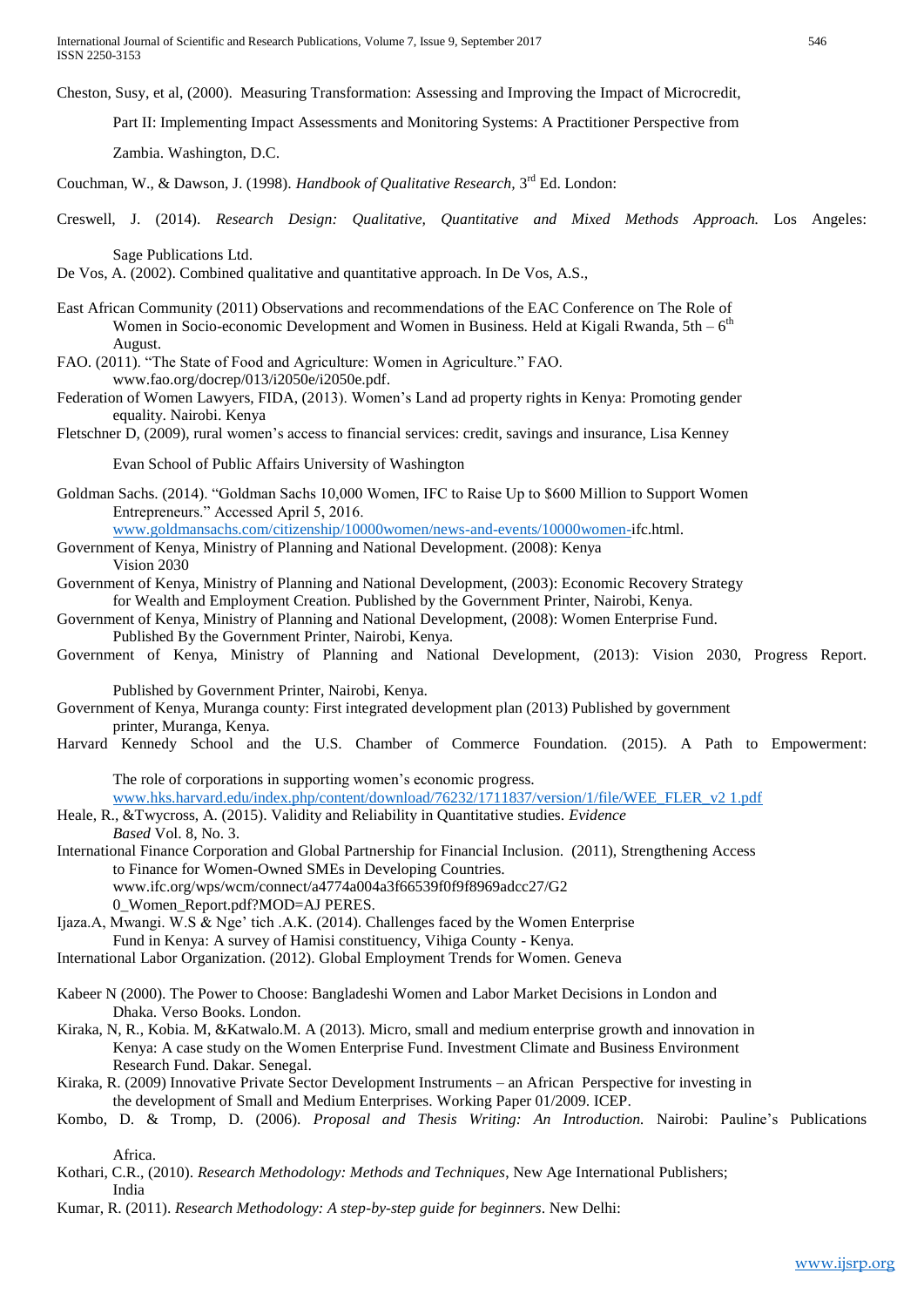Cheston, Susy, et al, (2000). Measuring Transformation: Assessing and Improving the Impact of Microcredit, Part II: Implementing Impact Assessments and Monitoring Systems: A Practitioner Perspective from Zambia. Washington, D.C.

Couchman, W., & Dawson, J. (1998). *Handbook of Qualitative Research*, 3rd Ed. London:

Creswell, J. (2014). *Research Design: Qualitative, Quantitative and Mixed Methods Approach.* Los Angeles: Sage Publications Ltd.

De Vos, A. (2002). Combined qualitative and quantitative approach. In De Vos, A.S.,

East African Community (2011) Observations and recommendations of the EAC Conference on The Role of Women in Socio-economic Development and Women in Business. Held at Kigali Rwanda, 5th – 6th August.

FAO. (2011). "The State of Food and Agriculture: Women in Agriculture." FAO. www.fao.org/docrep/013/i2050e/i2050e.pdf.

Federation of Women Lawyers, FIDA, (2013). Women's Land ad property rights in Kenya: Promoting gender equality. Nairobi. Kenya

Fletschner D, (2009), rural women's access to financial services: credit, savings and insurance, Lisa Kenney Evan School of Public Affairs University of Washington

Goldman Sachs. (2014). "Goldman Sachs 10,000 Women, IFC to Raise Up to $600 Million to Support Women Entrepreneurs." Accessed April 5, 2016. www.goldmansachs.com/citizenship/10000women/news-and-events/10000women-ifc.html.

Government of Kenya, Ministry of Planning and National Development. (2008): Kenya Vision 2030

Government of Kenya, Ministry of Planning and National Development, (2003): Economic Recovery Strategy for Wealth and Employment Creation. Published by the Government Printer, Nairobi, Kenya.

Government of Kenya, Ministry of Planning and National Development, (2008): Women Enterprise Fund. Published By the Government Printer, Nairobi, Kenya.

Government of Kenya, Ministry of Planning and National Development, (2013): Vision 2030, Progress Report. Published by Government Printer, Nairobi, Kenya.

Government of Kenya, Muranga county: First integrated development plan (2013) Published by government printer, Muranga, Kenya.

Harvard Kennedy School and the U.S. Chamber of Commerce Foundation. (2015). A Path to Empowerment: The role of corporations in supporting women's economic progress. www.hks.harvard.edu/index.php/content/download/76232/1711837/version/1/file/WEE_FLER_v2 1.pdf

Heale, R., &Twycross, A. (2015). Validity and Reliability in Quantitative studies. *Evidence Based* Vol. 8, No. 3.

International Finance Corporation and Global Partnership for Financial Inclusion. (2011), Strengthening Access to Finance for Women-Owned SMEs in Developing Countries. www.ifc.org/wps/wcm/connect/a4774a004a3f66539f0f9f8969adcc27/G2 0_Women_Report.pdf?MOD=AJ PERES.

Ijaza.A, Mwangi. W.S & Nge' tich .A.K. (2014). Challenges faced by the Women Enterprise Fund in Kenya: A survey of Hamisi constituency, Vihiga County - Kenya.

International Labor Organization. (2012). Global Employment Trends for Women. Geneva

Kabeer N (2000). The Power to Choose: Bangladeshi Women and Labor Market Decisions in London and Dhaka. Verso Books. London.

Kiraka, N, R., Kobia. M, &Katwalo.M. A (2013). Micro, small and medium enterprise growth and innovation in Kenya: A case study on the Women Enterprise Fund. Investment Climate and Business Environment Research Fund. Dakar. Senegal.

Kiraka, R. (2009) Innovative Private Sector Development Instruments – an African Perspective for investing in the development of Small and Medium Enterprises. Working Paper 01/2009. ICEP.

Kombo, D. & Tromp, D. (2006). *Proposal and Thesis Writing: An Introduction.* Nairobi: Pauline's Publications Africa.

Kothari, C.R., (2010). *Research Methodology: Methods and Techniques*, New Age International Publishers; India

Kumar, R. (2011). *Research Methodology: A step-by-step guide for beginners*. New Delhi: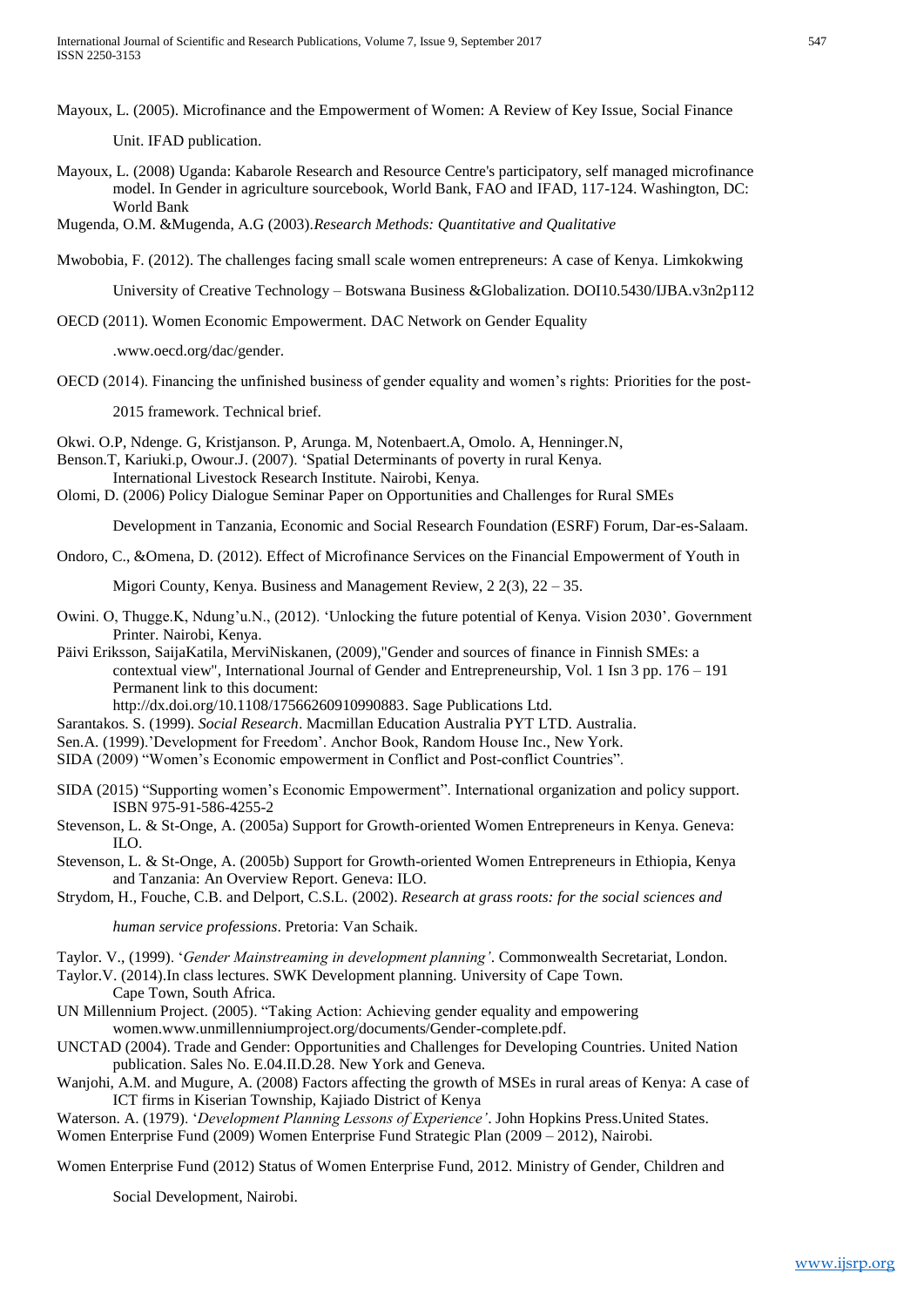Mayoux, L. (2005). Microfinance and the Empowerment of Women: A Review of Key Issue, Social Finance Unit. IFAD publication.

Mayoux, L. (2008) Uganda: Kabarole Research and Resource Centre's participatory, self managed microfinance model. In Gender in agriculture sourcebook, World Bank, FAO and IFAD, 117-124. Washington, DC: World Bank

Mugenda, O.M. &Mugenda, A.G (2003).*Research Methods: Quantitative and Qualitative*

Mwobobia, F. (2012). The challenges facing small scale women entrepreneurs: A case of Kenya. Limkokwing University of Creative Technology – Botswana Business &Globalization. DOI10.5430/IJBA.v3n2p112

OECD (2011). Women Economic Empowerment. DAC Network on Gender Equality .www.oecd.org/dac/gender.

OECD (2014). Financing the unfinished business of gender equality and women's rights: Priorities for the post-2015 framework. Technical brief.

Okwi. O.P, Ndenge. G, Kristjanson. P, Arunga. M, Notenbaert.A, Omolo. A, Henninger.N, Benson.T, Kariuki.p, Owour.J. (2007). 'Spatial Determinants of poverty in rural Kenya. International Livestock Research Institute. Nairobi, Kenya.

Olomi, D. (2006) Policy Dialogue Seminar Paper on Opportunities and Challenges for Rural SMEs Development in Tanzania, Economic and Social Research Foundation (ESRF) Forum, Dar-es-Salaam.

Ondoro, C., &Omena, D. (2012). Effect of Microfinance Services on the Financial Empowerment of Youth in Migori County, Kenya. Business and Management Review, 2 2(3), 22 – 35.

Owini. O, Thugge.K, Ndung'u.N., (2012). 'Unlocking the future potential of Kenya. Vision 2030'. Government Printer. Nairobi, Kenya.

Päivi Eriksson, SaijaKatila, MerviNiskanen, (2009),"Gender and sources of finance in Finnish SMEs: a contextual view", International Journal of Gender and Entrepreneurship, Vol. 1 Isn 3 pp. 176 – 191 Permanent link to this document: http://dx.doi.org/10.1108/17566260910990883. Sage Publications Ltd.

Sarantakos. S. (1999). *Social Research*. Macmillan Education Australia PYT LTD. Australia.

Sen.A. (1999).'Development for Freedom'. Anchor Book, Random House Inc., New York.

SIDA (2009) "Women's Economic empowerment in Conflict and Post-conflict Countries".

SIDA (2015) "Supporting women's Economic Empowerment". International organization and policy support. ISBN 975-91-586-4255-2

Stevenson, L. & St-Onge, A. (2005a) Support for Growth-oriented Women Entrepreneurs in Kenya. Geneva: ILO.

Stevenson, L. & St-Onge, A. (2005b) Support for Growth-oriented Women Entrepreneurs in Ethiopia, Kenya and Tanzania: An Overview Report. Geneva: ILO.

Strydom, H., Fouche, C.B. and Delport, C.S.L. (2002). *Research at grass roots: for the social sciences and human service professions*. Pretoria: Van Schaik.

Taylor. V., (1999). '*Gender Mainstreaming in development planning'*. Commonwealth Secretariat, London.

Taylor.V. (2014).In class lectures. SWK Development planning. University of Cape Town. Cape Town, South Africa.

UN Millennium Project. (2005). "Taking Action: Achieving gender equality and empowering women.www.unmillenniumproject.org/documents/Gender-complete.pdf.

UNCTAD (2004). Trade and Gender: Opportunities and Challenges for Developing Countries. United Nation publication. Sales No. E.04.II.D.28. New York and Geneva.

Wanjohi, A.M. and Mugure, A. (2008) Factors affecting the growth of MSEs in rural areas of Kenya: A case of ICT firms in Kiserian Township, Kajiado District of Kenya

Waterson. A. (1979). '*Development Planning Lessons of Experience'*. John Hopkins Press.United States.

Women Enterprise Fund (2009) Women Enterprise Fund Strategic Plan (2009 – 2012), Nairobi.

Women Enterprise Fund (2012) Status of Women Enterprise Fund, 2012. Ministry of Gender, Children and Social Development, Nairobi.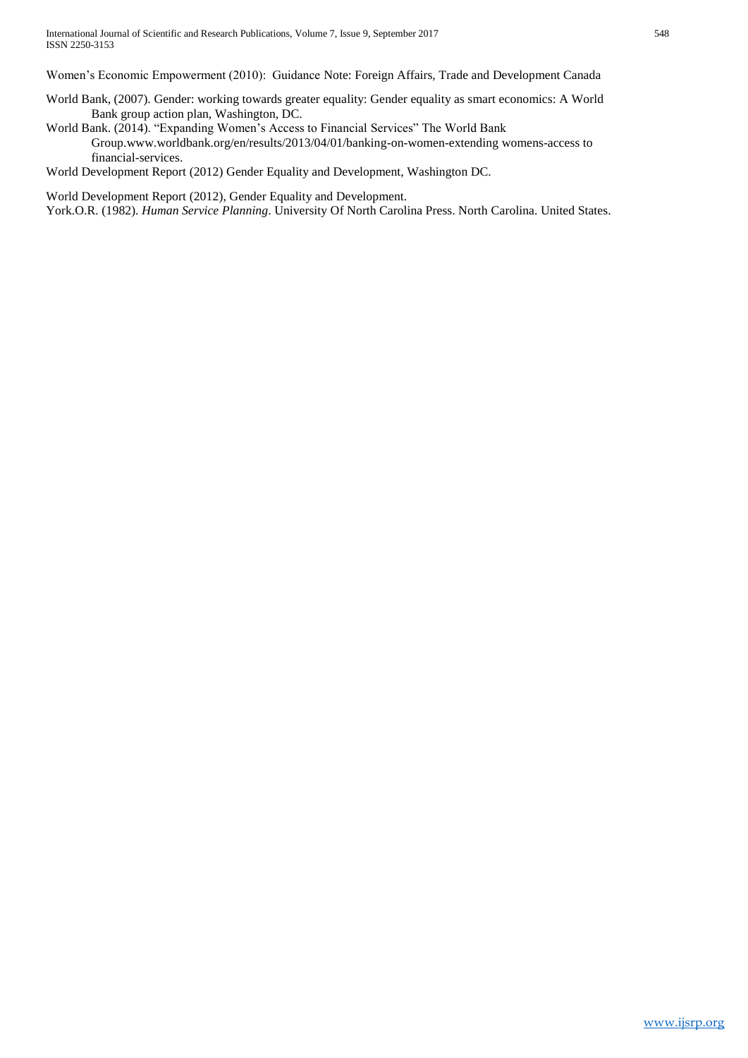Women's Economic Empowerment (2010): Guidance Note: Foreign Affairs, Trade and Development Canada

World Bank, (2007). Gender: working towards greater equality: Gender equality as smart economics: A World Bank group action plan, Washington, DC.

World Bank. (2014). "Expanding Women's Access to Financial Services" The World Bank Group.www.worldbank.org/en/results/2013/04/01/banking-on-women-extending womens-access to financial-services.

World Development Report (2012) Gender Equality and Development, Washington DC.

World Development Report (2012), Gender Equality and Development.

York.O.R. (1982). *Human Service Planning*. University Of North Carolina Press. North Carolina. United States.